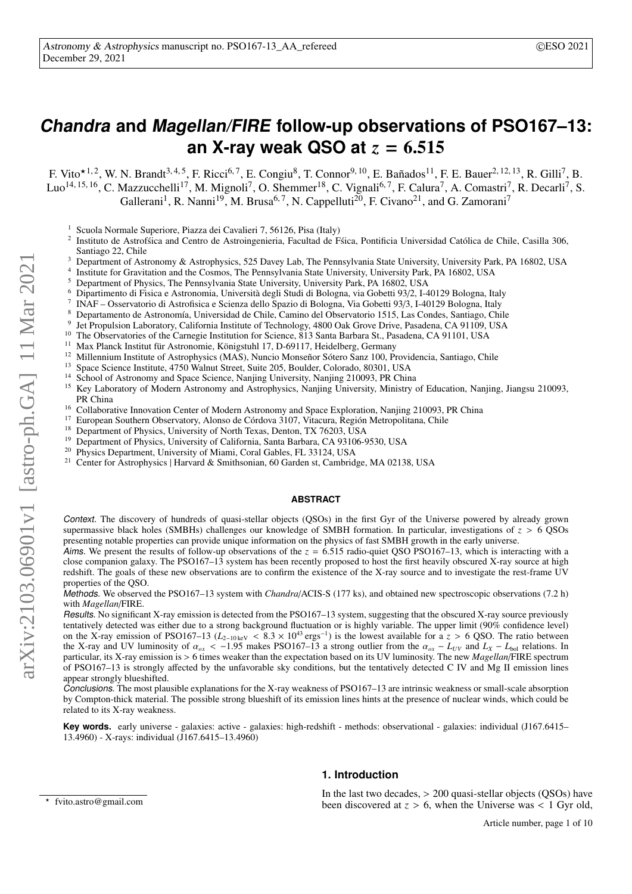# *Chandra* and *Magellan/FIRE* follow-up observations of PSO167–13: an X-ray weak QSO at $z = 6.515$

F. Vito[⋆,1,2], W. N. Brandt[3,4,5], F. Ricci[6,7], E. Congiu[8], T. Connor[9,10], E. Bañados[11], F. E. Bauer[2,12,13], R. Gilli[7], B. Luo[14,15,16], C. Mazzucchelli[17], M. Mignoli[7], O. Shemmer[18], C. Vignali[6,7], F. Calura[7], A. Comastri[7], R. Decarli[7], S. Gallerani[1], R. Nanni[19], M. Brusa[6,7], N. Cappelluti[20], F. Civano[21], and G. Zamorani[7]

1. Scuola Normale Superiore, Piazza dei Cavalieri 7, 56126, Pisa (Italy)
2. Instituto de Astrofśica and Centro de Astroingenieria, Facultad de Fśica, Pontificia Universidad Católica de Chile, Casilla 306, Santiago 22, Chile
3. Department of Astronomy & Astrophysics, 525 Davey Lab, The Pennsylvania State University, University Park, PA 16802, USA
4. Institute for Gravitation and the Cosmos, The Pennsylvania State University, University Park, PA 16802, USA
5. Department of Physics, The Pennsylvania State University, University Park, PA 16802, USA
6. Dipartimento di Fisica e Astronomia, Università degli Studi di Bologna, via Gobetti 93/2, I-40129 Bologna, Italy
7. INAF – Osservatorio di Astrofisica e Scienza dello Spazio di Bologna, Via Gobetti 93/3, I-40129 Bologna, Italy
8. Departamento de Astronomía, Universidad de Chile, Camino del Observatorio 1515, Las Condes, Santiago, Chile
9. Jet Propulsion Laboratory, California Institute of Technology, 4800 Oak Grove Drive, Pasadena, CA 91109, USA
10. The Observatories of the Carnegie Institution for Science, 813 Santa Barbara St., Pasadena, CA 91101, USA
11. Max Planck Institut für Astronomie, Königstuhl 17, D-69117, Heidelberg, Germany
12. Millennium Institute of Astrophysics (MAS), Nuncio Monseñor Sótero Sanz 100, Providencia, Santiago, Chile
13. Space Science Institute, 4750 Walnut Street, Suite 205, Boulder, Colorado, 80301, USA
14. School of Astronomy and Space Science, Nanjing University, Nanjing 210093, PR China
15. Key Laboratory of Modern Astronomy and Astrophysics, Nanjing University, Ministry of Education, Nanjing, Jiangsu 210093, PR China
16. Collaborative Innovation Center of Modern Astronomy and Space Exploration, Nanjing 210093, PR China
17. European Southern Observatory, Alonso de Córdova 3107, Vitacura, Región Metropolitana, Chile
18. Department of Physics, University of North Texas, Denton, TX 76203, USA
19. Department of Physics, University of California, Santa Barbara, CA 93106-9530, USA
20. Physics Department, University of Miami, Coral Gables, FL 33124, USA
21. Center for Astrophysics | Harvard & Smithsonian, 60 Garden st, Cambridge, MA 02138, USA

## ABSTRACT

*Context.* The discovery of hundreds of quasi-stellar objects (QSOs) in the first Gyr of the Universe powered by already grown supermassive black holes (SMBHs) challenges our knowledge of SMBH formation. In particular, investigations of $z > 6$ QSOs presenting notable properties can provide unique information on the physics of fast SMBH growth in the early universe.

*Aims.* We present the results of follow-up observations of the $z = 6.515$ radio-quiet QSO PSO167–13, which is interacting with a close companion galaxy. The PSO167–13 system has been recently proposed to host the first heavily obscured X-ray source at high redshift. The goals of these new observations are to confirm the existence of the X-ray source and to investigate the rest-frame UV properties of the QSO.

*Methods.* We observed the PSO167–13 system with *Chandra*/ACIS-S (177 ks), and obtained new spectroscopic observations (7.2 h) with *Magellan*/FIRE.

*Results.* No significant X-ray emission is detected from the PSO167–13 system, suggesting that the obscured X-ray source previously tentatively detected was either due to a strong background fluctuation or is highly variable. The upper limit (90% confidence level) on the X-ray emission of PSO167–13 ($L_{2-10\,\mathrm{keV}} < 8.3 \times 10^{43}\,\mathrm{erg\,s^{-1}}$) is the lowest available for a $z > 6$ QSO. The ratio between the X-ray and UV luminosity of $\alpha_{ox} < -1.95$ makes PSO167–13 a strong outlier from the $\alpha_{ox} - L_{UV}$ and $L_X - L_{\mathrm{bol}}$ relations. In particular, its X-ray emission is > 6 times weaker than the expectation based on its UV luminosity. The new *Magellan*/FIRE spectrum of PSO167–13 is strongly affected by the unfavorable sky conditions, but the tentatively detected C IV and Mg II emission lines appear strongly blueshifted.

*Conclusions.* The most plausible explanations for the X-ray weakness of PSO167–13 are intrinsic weakness or small-scale absorption by Compton-thick material. The possible strong blueshift of its emission lines hints at the presence of nuclear winds, which could be related to its X-ray weakness.

**Key words.** early universe - galaxies: active - galaxies: high-redshift - methods: observational - galaxies: individual (J167.6415–13.4960) - X-rays: individual (J167.6415–13.4960)

## 1. Introduction

In the last two decades, > 200 quasi-stellar objects (QSOs) have been discovered at $z > 6$, when the Universe was < 1 Gyr old,

⋆ fvito.astro@gmail.com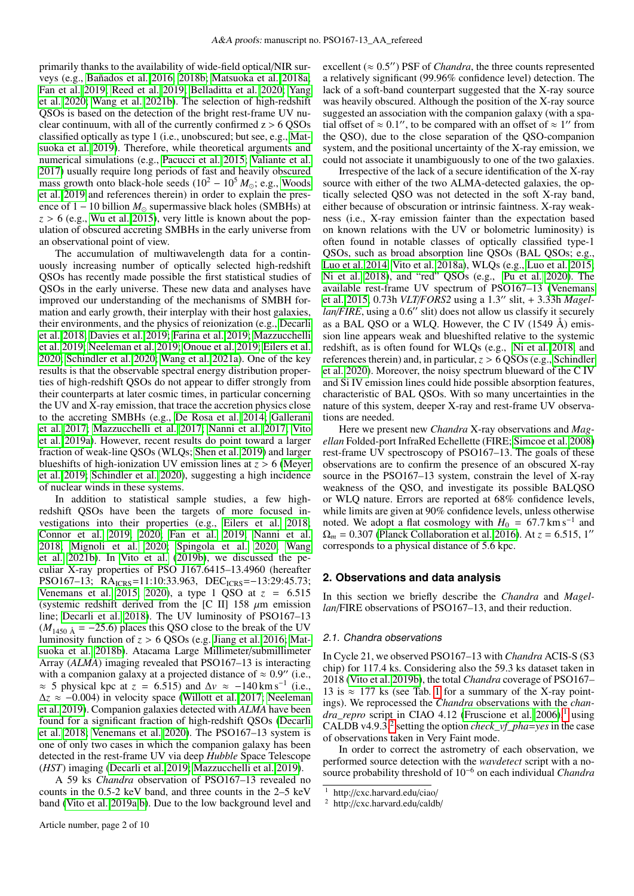primarily thanks to the availability of wide-field optical/NIR surveys (e.g., Bañados et al. 2016, 2018b; Matsuoka et al. 2018a; Fan et al. 2019; Reed et al. 2019; Belladitta et al. 2020; Yang et al. 2020; Wang et al. 2021b). The selection of high-redshift QSOs is based on the detection of the bright rest-frame UV nuclear continuum, with all of the currently confirmed $z > 6$ QSOs classified optically as type 1 (i.e., unobscured; but see, e.g., Matsuoka et al. 2019). Therefore, while theoretical arguments and numerical simulations (e.g., Pacucci et al. 2015; Valiante et al. 2017) usually require long periods of fast and heavily obscured mass growth onto black-hole seeds ($10^2 - 10^5\,M_{\odot}$; e.g., Woods et al. 2019 and references therein) in order to explain the presence of $1 - 10$ billion $M_{\odot}$ supermassive black holes (SMBHs) at $z > 6$ (e.g., Wu et al. 2015), very little is known about the population of obscured accreting SMBHs in the early universe from an observational point of view.

The accumulation of multiwavelength data for a continuously increasing number of optically selected high-redshift QSOs has recently made possible the first statistical studies of QSOs in the early universe. These new data and analyses have improved our understanding of the mechanisms of SMBH formation and early growth, their interplay with their host galaxies, their environments, and the physics of reionization (e.g., Decarli et al. 2018; Davies et al. 2019; Farina et al. 2019; Mazzucchelli et al. 2019; Neeleman et al. 2019; Onoue et al. 2019; Eilers et al. 2020; Schindler et al. 2020; Wang et al. 2021a). One of the key results is that the observable spectral energy distribution properties of high-redshift QSOs do not appear to differ strongly from their counterparts at later cosmic times, in particular concerning the UV and X-ray emission, that trace the accretion physics close to the accreting SMBHs (e.g., De Rosa et al. 2014; Gallerani et al. 2017; Mazzucchelli et al. 2017; Nanni et al. 2017; Vito et al. 2019a). However, recent results do point toward a larger fraction of weak-line QSOs (WLQs; Shen et al. 2019) and larger blueshifts of high-ionization UV emission lines at $z > 6$ (Meyer et al. 2019; Schindler et al. 2020), suggesting a high incidence of nuclear winds in these systems.

In addition to statistical sample studies, a few high-redshift QSOs have been the targets of more focused investigations into their properties (e.g., Eilers et al. 2018; Connor et al. 2019, 2020; Fan et al. 2019; Nanni et al. 2018; Mignoli et al. 2020; Spingola et al. 2020; Wang et al. 2021b). In Vito et al. (2019b), we discussed the peculiar X-ray properties of PSO J167.6415–13.4960 (hereafter PSO167–13; $\mathrm{RA_{ICRS}}$=11:10:33.963, $\mathrm{DEC_{ICRS}}$=−13:29:45.73; Venemans et al. 2015, 2020), a type 1 QSO at $z = 6.515$ (systemic redshift derived from the [C II] 158 $\mu$m emission line; Decarli et al. 2018). The UV luminosity of PSO167–13 ($M_{1450\,\text{Å}} = -25.6$) places this QSO close to the break of the UV luminosity function of $z > 6$ QSOs (e.g. Jiang et al. 2016; Matsuoka et al. 2018b). Atacama Large Millimeter/submillimeter Array (*ALMA*) imaging revealed that PSO167–13 is interacting with a companion galaxy at a projected distance of $\approx 0.9''$ (i.e., $\approx 5$ physical kpc at $z = 6.515$) and $\Delta v \approx -140\,\mathrm{km\,s^{-1}}$ (i.e., $\Delta z \approx -0.004$) in velocity space (Willott et al. 2017; Neeleman et al. 2019). Companion galaxies detected with *ALMA* have been found for a significant fraction of high-redshift QSOs (Decarli et al. 2018; Venemans et al. 2020). The PSO167–13 system is one of only two cases in which the companion galaxy has been detected in the rest-frame UV via deep *Hubble* Space Telescope (*HST*) imaging (Decarli et al. 2019; Mazzucchelli et al. 2019).

A 59 ks *Chandra* observation of PSO167–13 revealed no counts in the 0.5-2 keV band, and three counts in the 2–5 keV band (Vito et al. 2019a,b). Due to the low background level and excellent ($\approx 0.5''$) PSF of *Chandra*, the three counts represented a relatively significant (99.96% confidence level) detection. The lack of a soft-band counterpart suggested that the X-ray source was heavily obscured. Although the position of the X-ray source suggested an association with the companion galaxy (with a spatial offset of $\approx 0.1''$, to be compared with an offset of $\approx 1''$ from the QSO), due to the close separation of the QSO-companion system, and the positional uncertainty of the X-ray emission, we could not associate it unambiguously to one of the two galaxies.

Irrespective of the lack of a secure identification of the X-ray source with either of the two ALMA-detected galaxies, the optically selected QSO was not detected in the soft X-ray band, either because of obscuration or intrinsic faintness. X-ray weakness (i.e., X-ray emission fainter than the expectation based on known relations with the UV or bolometric luminosity) is often found in notable classes of optically classified type-1 QSOs, such as broad absorption line QSOs (BAL QSOs; e.g., Luo et al. 2014; Vito et al. 2018a), WLQs (e.g., Luo et al. 2015; Ni et al. 2018), and "red" QSOs (e.g., Pu et al. 2020). The available rest-frame UV spectrum of PSO167–13 (Venemans et al. 2015, 0.73h *VLT/FORS2* using a $1.3''$ slit, + 3.33h *Magellan/FIRE*, using a $0.6''$ slit) does not allow us classify it securely as a BAL QSO or a WLQ. However, the C IV (1549 Å) emission line appears weak and blueshifted relative to the systemic redshift, as is often found for WLQs (e.g., Ni et al. 2018 and references therein) and, in particular, $z > 6$ QSOs (e.g., Schindler et al. 2020). Moreover, the noisy spectrum blueward of the C IV and Si IV emission lines could hide possible absorption features, characteristic of BAL QSOs. With so many uncertainties in the nature of this system, deeper X-ray and rest-frame UV observations are needed.

Here we present new *Chandra* X-ray observations and *Magellan* Folded-port InfraRed Echellette (FIRE; Simcoe et al. 2008) rest-frame UV spectroscopy of PSO167–13. The goals of these observations are to confirm the presence of an obscured X-ray source in the PSO167–13 system, constrain the level of X-ray weakness of the QSO, and investigate its possible BALQSO or WLQ nature. Errors are reported at 68% confidence levels, while limits are given at 90% confidence levels, unless otherwise noted. We adopt a flat cosmology with $H_0 = 67.7\,\mathrm{km\,s^{-1}}$ and $\Omega_m = 0.307$ (Planck Collaboration et al. 2016). At $z = 6.515$, $1''$ corresponds to a physical distance of 5.6 kpc.

## 2. Observations and data analysis

In this section we briefly describe the *Chandra* and *Magellan*/FIRE observations of PSO167–13, and their reduction.

### 2.1. Chandra observations

In Cycle 21, we observed PSO167–13 with *Chandra* ACIS-S (S3 chip) for 117.4 ks. Considering also the 59.3 ks dataset taken in 2018 (Vito et al. 2019b), the total *Chandra* coverage of PSO167–13 is $\approx 177$ ks (see Tab. 1 for a summary of the X-ray pointings). We reprocessed the *Chandra* observations with the *chandra_repro* script in CIAO 4.12 (Fruscione et al. 2006)[1] using CALDB v4.9.3,[2] setting the option *check_vf_pha=yes* in the case of observations taken in Very Faint mode.

In order to correct the astrometry of each observation, we performed source detection with the *wavdetect* script with a no-source probability threshold of $10^{-6}$ on each individual *Chandra*

[1] http://cxc.harvard.edu/ciao/

[2] http://cxc.harvard.edu/caldb/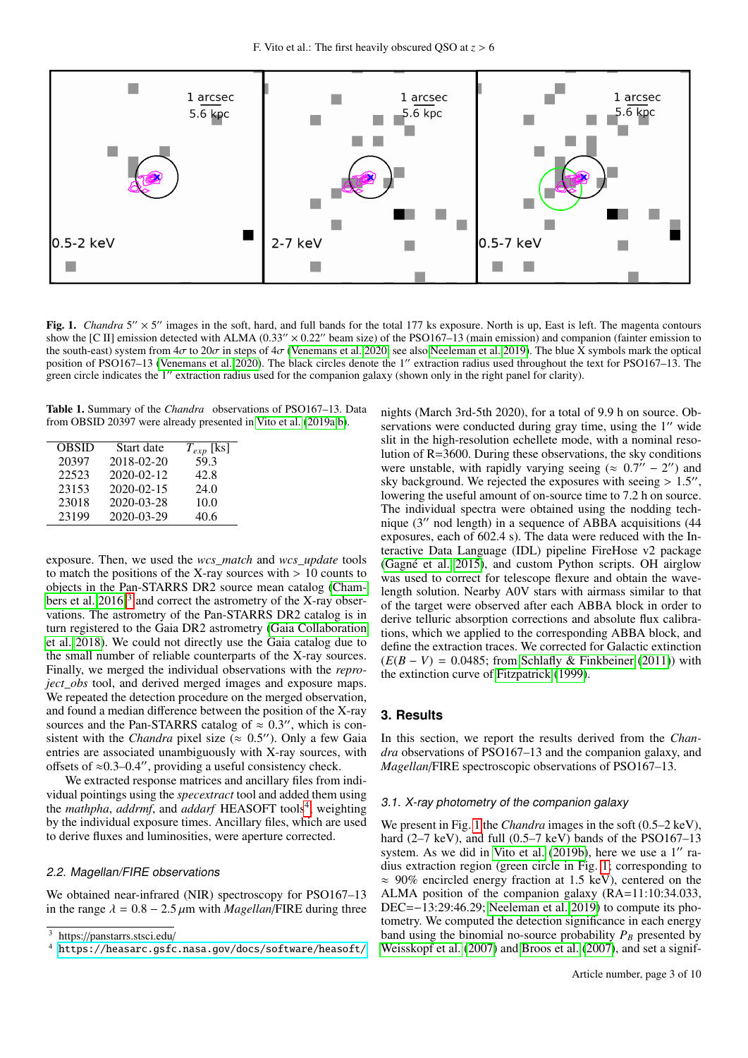**Fig. 1.** *Chandra* 5″ × 5″ images in the soft, hard, and full bands for the total 177 ks exposure. North is up, East is left. The magenta contours show the [C II] emission detected with ALMA (0.33″ × 0.22″ beam size) of the PSO167–13 (main emission) and companion (fainter emission to the south-east) system from 4$\sigma$ to 20$\sigma$ in steps of 4$\sigma$ (Venemans et al. 2020; see also Neeleman et al. 2019). The blue X symbols mark the optical position of PSO167–13 (Venemans et al. 2020). The black circles denote the 1″ extraction radius used throughout the text for PSO167–13. The green circle indicates the 1″ extraction radius used for the companion galaxy (shown only in the right panel for clarity).

**Table 1.** Summary of the *Chandra* observations of PSO167–13. Data from OBSID 20397 were already presented in Vito et al. (2019a,b).

| OBSID | Start date | $T_{exp}$ [ks] |
|---|---|---|
| 20397 | 2018-02-20 | 59.3 |
| 22523 | 2020-02-12 | 42.8 |
| 23153 | 2020-02-15 | 24.0 |
| 23018 | 2020-03-28 | 10.0 |
| 23199 | 2020-03-29 | 40.6 |

exposure. Then, we used the *wcs_match* and *wcs_update* tools to match the positions of the X-ray sources with > 10 counts to objects in the Pan-STARRS DR2 source mean catalog (Chambers et al. 2016)[3] and correct the astrometry of the X-ray observations. The astrometry of the Pan-STARRS DR2 catalog is in turn registered to the Gaia DR2 astrometry (Gaia Collaboration et al. 2018). We could not directly use the Gaia catalog due to the small number of reliable counterparts of the X-ray sources. Finally, we merged the individual observations with the *reproject_obs* tool, and derived merged images and exposure maps. We repeated the detection procedure on the merged observation, and found a median difference between the position of the X-ray sources and the Pan-STARRS catalog of ≈ 0.3″, which is consistent with the *Chandra* pixel size (≈ 0.5″). Only a few Gaia entries are associated unambiguously with X-ray sources, with offsets of ≈0.3–0.4″, providing a useful consistency check.

We extracted response matrices and ancillary files from individual pointings using the *specextract* tool and added them using the *mathpha*, *addrmf*, and *addarf* HEASOFT tools[4], weighting by the individual exposure times. Ancillary files, which are used to derive fluxes and luminosities, were aperture corrected.

### 2.2. Magellan/FIRE observations

We obtained near-infrared (NIR) spectroscopy for PSO167–13 in the range $\lambda = 0.8 - 2.5\,\mu$m with *Magellan*/FIRE during three nights (March 3rd-5th 2020), for a total of 9.9 h on source. Observations were conducted during gray time, using the 1″ wide slit in the high-resolution echellete mode, with a nominal resolution of R=3600. During these observations, the sky conditions were unstable, with rapidly varying seeing (≈ 0.7″ – 2″) and sky background. We rejected the exposures with seeing > 1.5″, lowering the useful amount of on-source time to 7.2 h on source. The individual spectra were obtained using the nodding technique (3″ nod length) in a sequence of ABBA acquisitions (44 exposures, each of 602.4 s). The data were reduced with the Interactive Data Language (IDL) pipeline FireHose v2 package (Gagné et al. 2015), and custom Python scripts. OH airglow was used to correct for telescope flexure and obtain the wavelength solution. Nearby A0V stars with airmass similar to that of the target were observed after each ABBA block in order to derive telluric absorption corrections and absolute flux calibrations, which we applied to the corresponding ABBA block, and define the extraction traces. We corrected for Galactic extinction ($E(B-V) = 0.0485$; from Schlafly & Finkbeiner (2011)) with the extinction curve of Fitzpatrick (1999).

## 3. Results

In this section, we report the results derived from the *Chandra* observations of PSO167–13 and the companion galaxy, and *Magellan*/FIRE spectroscopic observations of PSO167–13.

### 3.1. X-ray photometry of the companion galaxy

We present in Fig. 1 the *Chandra* images in the soft (0.5–2 keV), hard (2–7 keV), and full (0.5–7 keV) bands of the PSO167–13 system. As we did in Vito et al. (2019b), here we use a 1″ radius extraction region (green circle in Fig. 1; corresponding to ≈ 90% encircled energy fraction at 1.5 keV), centered on the ALMA position of the companion galaxy (RA=11:10:34.033, DEC=−13:29:46.29; Neeleman et al. 2019) to compute its photometry. We computed the detection significance in each energy band using the binomial no-source probability $P_B$ presented by Weisskopf et al. (2007) and Broos et al. (2007), and set a signif-

[3] https://panstarrs.stsci.edu/

[4] https://heasarc.gsfc.nasa.gov/docs/software/heasoft/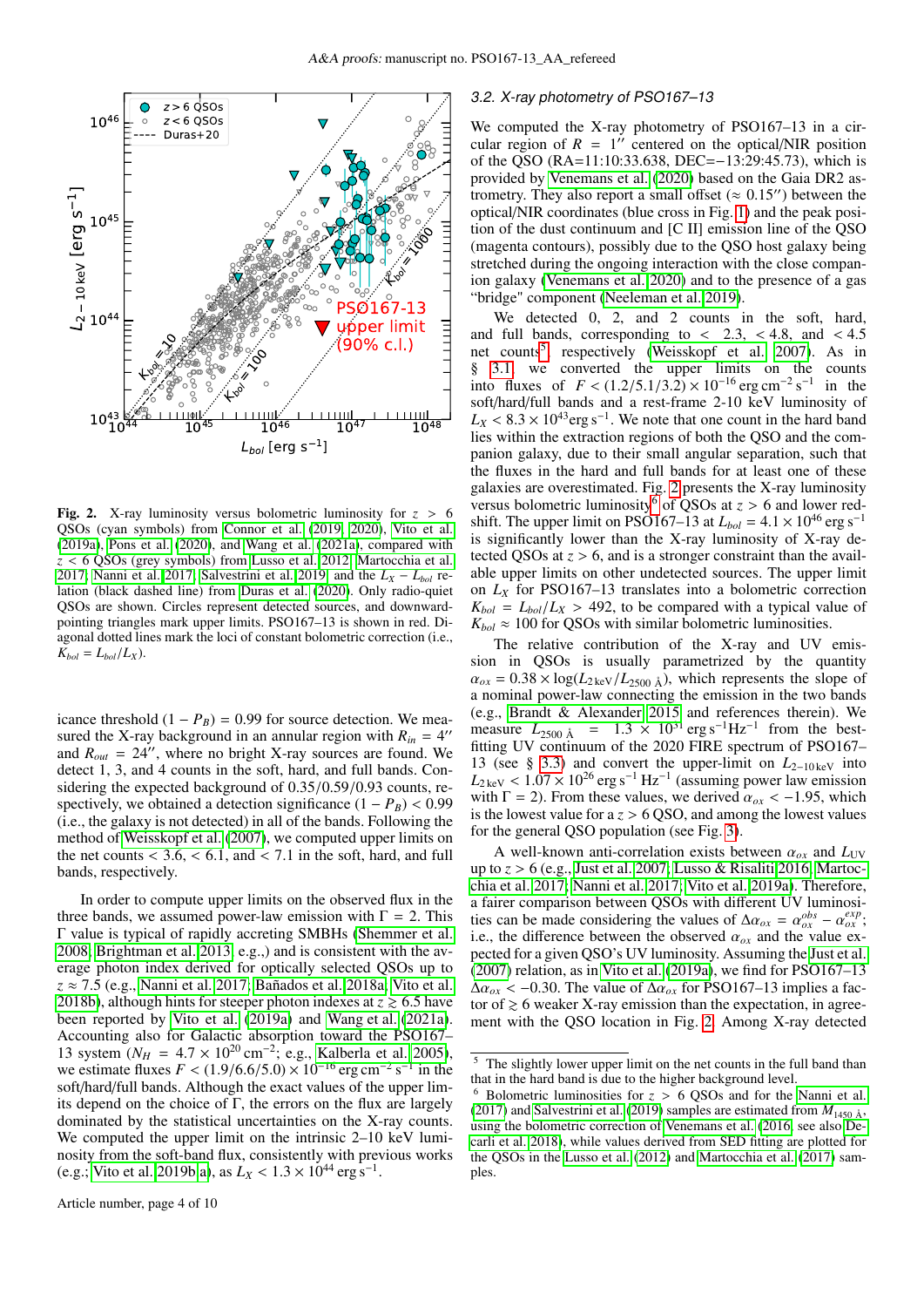Fig. 2. X-ray luminosity versus bolometric luminosity for $z > 6$ QSOs (cyan symbols) from Connor et al. (2019, 2020), Vito et al. (2019a), Pons et al. (2020), and Wang et al. (2021a), compared with $z < 6$ QSOs (grey symbols) from Lusso et al. 2012, Martocchia et al. 2017, Nanni et al. 2017, Salvestrini et al. 2019 and the $L_X - L_{bol}$ relation (black dashed line) from Duras et al. (2020). Only radio-quiet QSOs are shown. Circles represent detected sources, and downward-pointing triangles mark upper limits. PSO167–13 is shown in red. Diagonal dotted lines mark the loci of constant bolometric correction (i.e., $K_{bol} = L_{bol}/L_X$).

icance threshold $(1 - P_B) = 0.99$ for source detection. We measure the X-ray background in an annular region with $R_{in} = 4''$ and $R_{out} = 24''$, where no bright X-ray sources are found. We detect 1, 3, and 4 counts in the soft, hard, and full bands. Considering the expected background of 0.35/0.59/0.93 counts, respectively, we obtained a detection significance $(1 - P_B) < 0.99$ (i.e., the galaxy is not detected) in all of the bands. Following the method of Weisskopf et al. (2007), we computed upper limits on the net counts $< 3.6$, $< 6.1$, and $< 7.1$ in the soft, hard, and full bands, respectively.

In order to compute upper limits on the observed flux in the three bands, we assumed power-law emission with $\Gamma = 2$. This $\Gamma$ value is typical of rapidly accreting SMBHs (Shemmer et al. 2008; Brightman et al. 2013, e.g.,) and is consistent with the average photon index derived for optically selected QSOs up to $z \approx 7.5$ (e.g., Nanni et al. 2017; Bañados et al. 2018a; Vito et al. 2018b), although hints for steeper photon indexes at $z \gtrsim 6.5$ have been reported by Vito et al. (2019a) and Wang et al. (2021a). Accounting also for Galactic absorption toward the PSO167–13 system ($N_H = 4.7 \times 10^{20}\,\mathrm{cm}^{-2}$; e.g., Kalberla et al. 2005), we estimate fluxes $F < (1.9/6.6/5.0) \times 10^{-16}\,\mathrm{erg\,cm^{-2}\,s^{-1}}$ in the soft/hard/full bands. Although the exact values of the upper limits depend on the choice of $\Gamma$, the errors on the flux are largely dominated by the statistical uncertainties on the X-ray counts. We computed the upper limit on the intrinsic 2–10 keV luminosity from the soft-band flux, consistently with previous works (e.g.; Vito et al. 2019b,a), as $L_X < 1.3 \times 10^{44}\,\mathrm{erg\,s^{-1}}$.

### 3.2. X-ray photometry of PSO167–13

We computed the X-ray photometry of PSO167–13 in a circular region of $R = 1''$ centered on the optical/NIR position of the QSO (RA=11:10:33.638, DEC=−13:29:45.73), which is provided by Venemans et al. (2020) based on the Gaia DR2 astrometry. They also report a small offset ($\approx 0.15''$) between the optical/NIR coordinates (blue cross in Fig. 1) and the peak position of the dust continuum and [C II] emission line of the QSO (magenta contours), possibly due to the QSO host galaxy being stretched during the ongoing interaction with the close companion galaxy (Venemans et al. 2020) and to the presence of a gas "bridge" component (Neeleman et al. 2019).

We detected 0, 2, and 2 counts in the soft, hard, and full bands, corresponding to $< 2.3$, $< 4.8$, and $< 4.5$ net counts[5], respectively (Weisskopf et al. 2007). As in § 3.1, we converted the upper limits on the counts into fluxes of $F < (1.2/5.1/3.2) \times 10^{-16}\,\mathrm{erg\,cm^{-2}\,s^{-1}}$ in the soft/hard/full bands and a rest-frame 2-10 keV luminosity of $L_X < 8.3 \times 10^{43}\mathrm{erg\,s^{-1}}$. We note that one count in the hard band lies within the extraction regions of both the QSO and the companion galaxy, due to their small angular separation, such that the fluxes in the hard and full bands for at least one of these galaxies are overestimated. Fig. 2 presents the X-ray luminosity versus bolometric luminosity[6] of QSOs at $z > 6$ and lower redshift. The upper limit on PSO167–13 at $L_{bol} = 4.1 \times 10^{46}\,\mathrm{erg\,s^{-1}}$ is significantly lower than the X-ray luminosity of X-ray detected QSOs at $z > 6$, and is a stronger constraint than the available upper limits on other undetected sources. The upper limit on $L_X$ for PSO167–13 translates into a bolometric correction $K_{bol} = L_{bol}/L_X > 492$, to be compared with a typical value of $K_{bol} \approx 100$ for QSOs with similar bolometric luminosities.

The relative contribution of the X-ray and UV emission in QSOs is usually parametrized by the quantity $\alpha_{ox} = 0.38 \times \log(L_{2\,\mathrm{keV}}/L_{2500\,\mathrm{Å}})$, which represents the slope of a nominal power-law connecting the emission in the two bands (e.g., Brandt & Alexander 2015 and references therein). We measure $L_{2500\,\mathrm{Å}} = 1.3 \times 10^{31}\,\mathrm{erg\,s^{-1}Hz^{-1}}$ from the best-fitting UV continuum of the 2020 FIRE spectrum of PSO167–13 (see § 3.3) and convert the upper-limit on $L_{2-10\,\mathrm{keV}}$ into $L_{2\,\mathrm{keV}} < 1.07 \times 10^{26}\,\mathrm{erg\,s^{-1}\,Hz^{-1}}$ (assuming power law emission with $\Gamma = 2$). From these values, we derived $\alpha_{ox} < -1.95$, which is the lowest value for a $z > 6$ QSO, and among the lowest values for the general QSO population (see Fig. 3).

A well-known anti-correlation exists between $\alpha_{ox}$ and $L_{\mathrm{UV}}$ up to $z > 6$ (e.g., Just et al. 2007; Lusso & Risaliti 2016; Martocchia et al. 2017; Nanni et al. 2017; Vito et al. 2019a). Therefore, a fairer comparison between QSOs with different UV luminosities can be made considering the values of $\Delta\alpha_{ox} = \alpha_{ox}^{obs} - \alpha_{ox}^{exp}$; i.e., the difference between the observed $\alpha_{ox}$ and the value expected for a given QSO's UV luminosity. Assuming the Just et al. (2007) relation, as in Vito et al. (2019a), we find for PSO167–13 $\Delta\alpha_{ox} < -0.30$. The value of $\Delta\alpha_{ox}$ for PSO167–13 implies a factor of $\gtrsim 6$ weaker X-ray emission than the expectation, in agreement with the QSO location in Fig. 2. Among X-ray detected

[5] The slightly lower upper limit on the net counts in the full band than that in the hard band is due to the higher background level.

[6] Bolometric luminosities for $z > 6$ QSOs and for the Nanni et al. (2017) and Salvestrini et al. (2019) samples are estimated from $M_{1450\,\mathrm{Å}}$, using the bolometric correction of Venemans et al. (2016, see also Decarli et al. 2018), while values derived from SED fitting are plotted for the QSOs in the Lusso et al. (2012) and Martocchia et al. (2017) samples.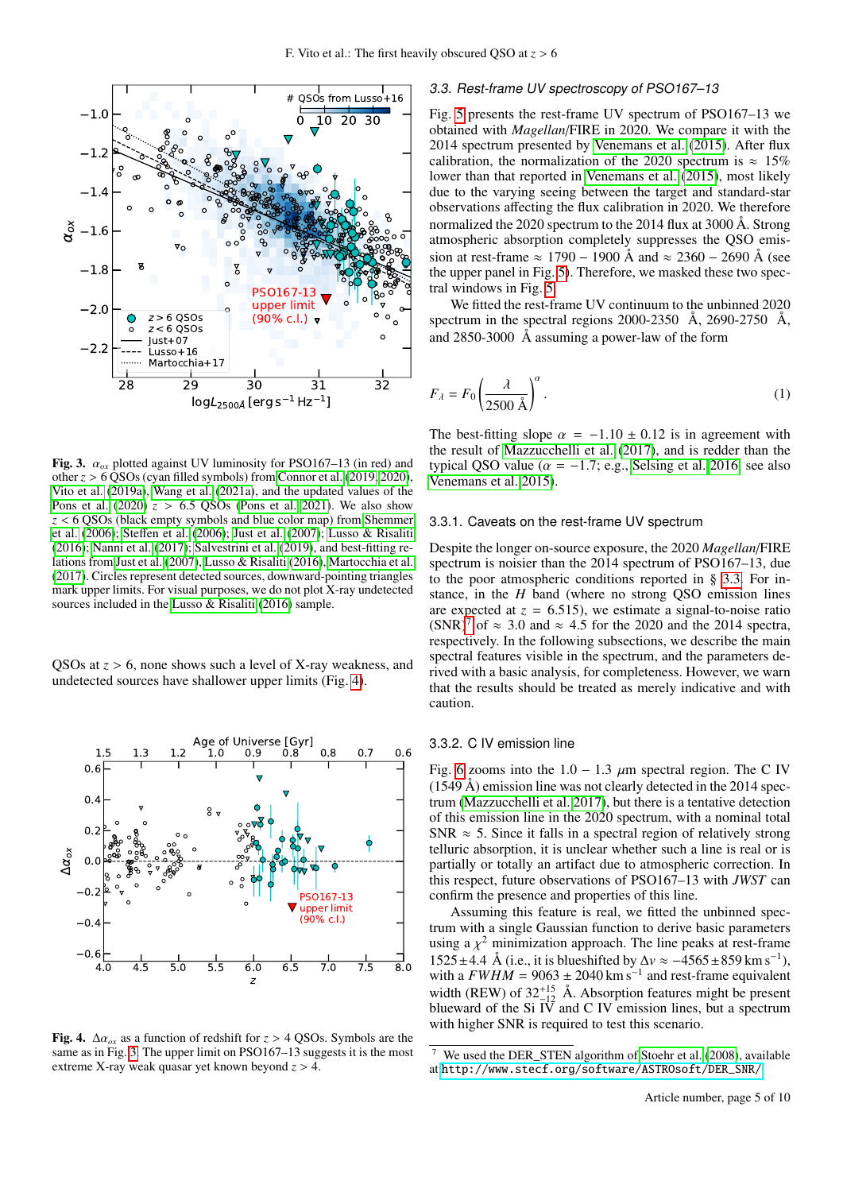**Fig. 3.** $\alpha_{ox}$ plotted against UV luminosity for PSO167–13 (in red) and other $z > 6$ QSOs (cyan filled symbols) from Connor et al. (2019, 2020), Vito et al. (2019a), Wang et al. (2021a), and the updated values of the Pons et al. (2020) $z > 6.5$ QSOs (Pons et al. 2021). We also show $z < 6$ QSOs (black empty symbols and blue color map) from Shemmer et al. (2006); Steffen et al. (2006); Just et al. (2007); Lusso & Risaliti (2016); Nanni et al. (2017); Salvestrini et al. (2019), and best-fitting relations from Just et al. (2007), Lusso & Risaliti (2016), Martocchia et al. (2017). Circles represent detected sources, downward-pointing triangles mark upper limits. For visual purposes, we do not plot X-ray undetected sources included in the Lusso & Risaliti (2016) sample.

QSOs at $z > 6$, none shows such a level of X-ray weakness, and undetected sources have shallower upper limits (Fig. 4).

**Fig. 4.** $\Delta\alpha_{ox}$ as a function of redshift for $z > 4$ QSOs. Symbols are the same as in Fig. 3. The upper limit on PSO167–13 suggests it is the most extreme X-ray weak quasar yet known beyond $z > 4$.

### 3.3. Rest-frame UV spectroscopy of PSO167–13

Fig. 5 presents the rest-frame UV spectrum of PSO167–13 we obtained with *Magellan*/FIRE in 2020. We compare it with the 2014 spectrum presented by Venemans et al. (2015). After flux calibration, the normalization of the 2020 spectrum is $\approx 15\%$ lower than that reported in Venemans et al. (2015), most likely due to the varying seeing between the target and standard-star observations affecting the flux calibration in 2020. We therefore normalized the 2020 spectrum to the 2014 flux at 3000 Å. Strong atmospheric absorption completely suppresses the QSO emission at rest-frame $\approx 1790-1900$ Å and $\approx 2360-2690$ Å (see the upper panel in Fig. 5). Therefore, we masked these two spectral windows in Fig. 5.

We fitted the rest-frame UV continuum to the unbinned 2020 spectrum in the spectral regions 2000-2350 Å, 2690-2750 Å, and 2850-3000 Å assuming a power-law of the form

$$F_\lambda = F_0 \left(\frac{\lambda}{2500\ \text{Å}}\right)^\alpha . \quad (1)$$

The best-fitting slope $\alpha = -1.10 \pm 0.12$ is in agreement with the result of Mazzucchelli et al. (2017), and is redder than the typical QSO value ($\alpha = -1.7$; e.g., Selsing et al. 2016, see also Venemans et al. 2015).

#### 3.3.1. Caveats on the rest-frame UV spectrum

Despite the longer on-source exposure, the 2020 *Magellan*/FIRE spectrum is noisier than the 2014 spectrum of PSO167–13, due to the poor atmospheric conditions reported in § 3.3. For instance, in the *H* band (where no strong QSO emission lines are expected at $z = 6.515$), we estimate a signal-to-noise ratio (SNR)[7] of $\approx 3.0$ and $\approx 4.5$ for the 2020 and the 2014 spectra, respectively. In the following subsections, we describe the main spectral features visible in the spectrum, and the parameters derived with a basic analysis, for completeness. However, we warn that the results should be treated as merely indicative and with caution.

#### 3.3.2. C IV emission line

Fig. 6 zooms into the $1.0 - 1.3\ \mu$m spectral region. The C IV (1549 Å) emission line was not clearly detected in the 2014 spectrum (Mazzucchelli et al. 2017), but there is a tentative detection of this emission line in the 2020 spectrum, with a nominal total SNR $\approx 5$. Since it falls in a spectral region of relatively strong telluric absorption, it is unclear whether such a line is real or is partially or totally an artifact due to atmospheric correction. In this respect, future observations of PSO167–13 with *JWST* can confirm the presence and properties of this line.

Assuming this feature is real, we fitted the unbinned spectrum with a single Gaussian function to derive basic parameters using a $\chi^2$ minimization approach. The line peaks at rest-frame $1525 \pm 4.4$ Å (i.e., it is blueshifted by $\Delta v \approx -4565 \pm 859\ \text{km s}^{-1}$), with a $FWHM = 9063 \pm 2040\ \text{km s}^{-1}$ and rest-frame equivalent width (REW) of $32^{+15}_{-12}$ Å. Absorption features might be present blueward of the Si IV and C IV emission lines, but a spectrum with higher SNR is required to test this scenario.

[7] We used the DER_STEN algorithm of Stoehr et al. (2008), available at http://www.stecf.org/software/ASTROsoft/DER_SNR/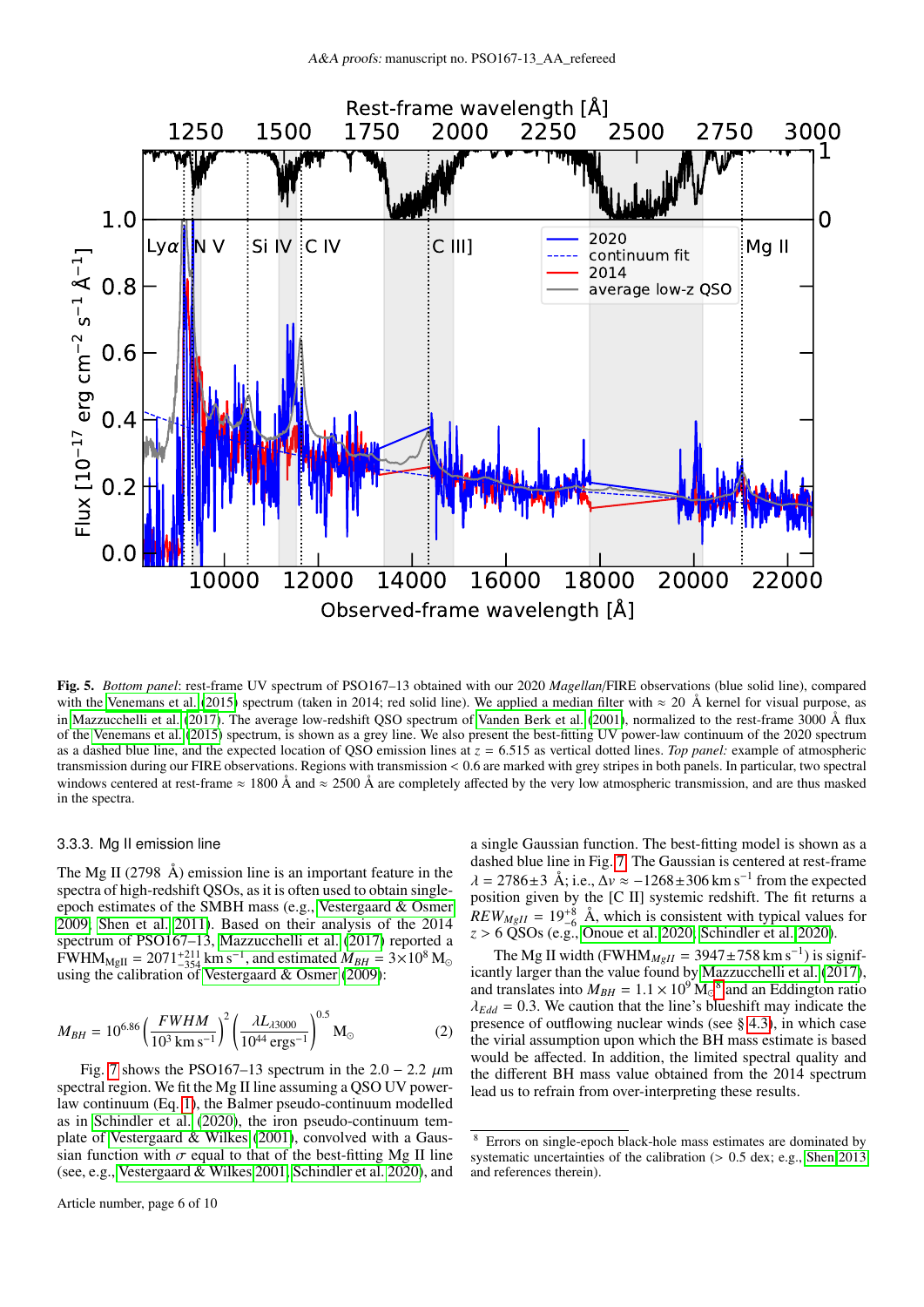**Fig. 5.** *Bottom panel*: rest-frame UV spectrum of PSO167–13 obtained with our 2020 *Magellan*/FIRE observations (blue solid line), compared with the Venemans et al. (2015) spectrum (taken in 2014; red solid line). We applied a median filter with ≈ 20 Å kernel for visual purpose, as in Mazzucchelli et al. (2017). The average low-redshift QSO spectrum of Vanden Berk et al. (2001), normalized to the rest-frame 3000 Å flux of the Venemans et al. (2015) spectrum, is shown as a grey line. We also present the best-fitting UV power-law continuum of the 2020 spectrum as a dashed blue line, and the expected location of QSO emission lines at $z = 6.515$ as vertical dotted lines. *Top panel:* example of atmospheric transmission during our FIRE observations. Regions with transmission < 0.6 are marked with grey stripes in both panels. In particular, two spectral windows centered at rest-frame ≈ 1800 Å and ≈ 2500 Å are completely affected by the very low atmospheric transmission, and are thus masked in the spectra.

### 3.3.3. Mg II emission line

The Mg II (2798 Å) emission line is an important feature in the spectra of high-redshift QSOs, as it is often used to obtain single-epoch estimates of the SMBH mass (e.g., Vestergaard & Osmer 2009; Shen et al. 2011). Based on their analysis of the 2014 spectrum of PSO167–13, Mazzucchelli et al. (2017) reported a $\mathrm{FWHM_{MgII}} = 2071^{+211}_{-354}\,\mathrm{km\,s^{-1}}$, and estimated $M_{BH} = 3{\times}10^{8}\,\mathrm{M_\odot}$ using the calibration of Vestergaard & Osmer (2009):

$$M_{BH} = 10^{6.86}\left(\frac{FWHM}{10^{3}\,\mathrm{km\,s^{-1}}}\right)^{2}\left(\frac{\lambda L_{\lambda 3000}}{10^{44}\,\mathrm{erg s^{-1}}}\right)^{0.5}\,\mathrm{M_\odot} \tag{2}$$

Fig. 7 shows the PSO167–13 spectrum in the 2.0 – 2.2 $\mu$m spectral region. We fit the Mg II line assuming a QSO UV power-law continuum (Eq. 1), the Balmer pseudo-continuum modelled as in Schindler et al. (2020), the iron pseudo-continuum template of Vestergaard & Wilkes (2001), convolved with a Gaussian function with $\sigma$ equal to that of the best-fitting Mg II line (see, e.g., Vestergaard & Wilkes 2001; Schindler et al. 2020), and a single Gaussian function. The best-fitting model is shown as a dashed blue line in Fig. 7. The Gaussian is centered at rest-frame $\lambda = 2786\pm3$ Å; i.e., $\Delta v \approx -1268\pm306\,\mathrm{km\,s^{-1}}$ from the expected position given by the [C II] systemic redshift. The fit returns a $REW_{MgII} = 19^{+8}_{-6}$ Å, which is consistent with typical values for $z > 6$ QSOs (e.g., Onoue et al. 2020; Schindler et al. 2020).

The Mg II width ($\mathrm{FWHM}_{MgII} = 3947\pm758\,\mathrm{km\,s^{-1}}$) is significantly larger than the value found by Mazzucchelli et al. (2017), and translates into $M_{BH} = 1.1\times10^{9}\,\mathrm{M_\odot}$[8] and an Eddington ratio $\lambda_{Edd} = 0.3$. We caution that the line's blueshift may indicate the presence of outflowing nuclear winds (see § 4.3), in which case the virial assumption upon which the BH mass estimate is based would be affected. In addition, the limited spectral quality and the different BH mass value obtained from the 2014 spectrum lead us to refrain from over-interpreting these results.

[8] Errors on single-epoch black-hole mass estimates are dominated by systematic uncertainties of the calibration (> 0.5 dex; e.g., Shen 2013 and references therein).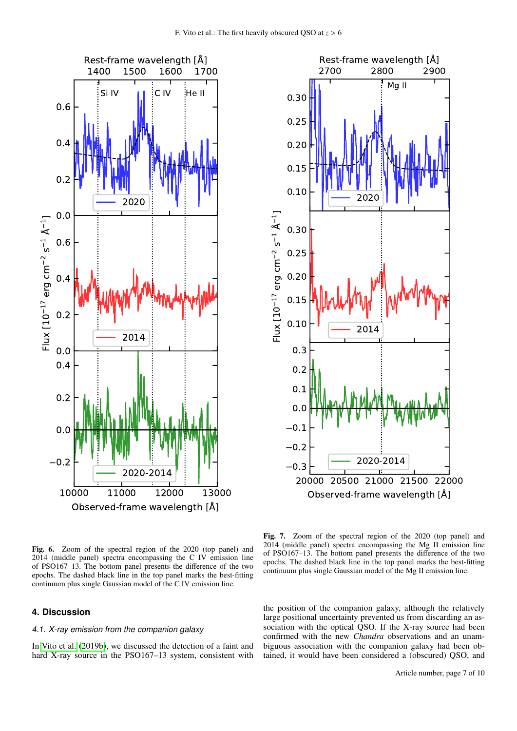**Fig. 6.** Zoom of the spectral region of the 2020 (top panel) and 2014 (middle panel) spectra encompassing the C IV emission line of PSO167–13. The bottom panel presents the difference of the two epochs. The dashed black line in the top panel marks the best-fitting continuum plus single Gaussian model of the C IV emission line.

**Fig. 7.** Zoom of the spectral region of the 2020 (top panel) and 2014 (middle panel) spectra encompassing the Mg II emission line of PSO167–13. The bottom panel presents the difference of the two epochs. The dashed black line in the top panel marks the best-fitting continuum plus single Gaussian model of the Mg II emission line.

## 4. Discussion

### 4.1. X-ray emission from the companion galaxy

In Vito et al. (2019b), we discussed the detection of a faint and hard X-ray source in the PSO167–13 system, consistent with the position of the companion galaxy, although the relatively large positional uncertainty prevented us from discarding an association with the optical QSO. If the X-ray source had been confirmed with the new *Chandra* observations and an unambiguous association with the companion galaxy had been obtained, it would have been considered a (obscured) QSO, and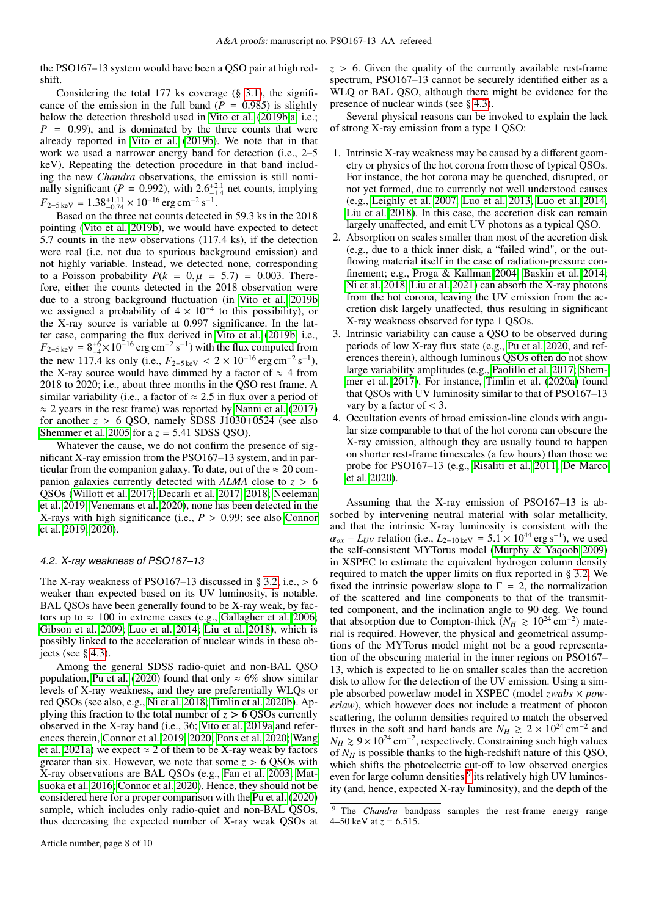the PSO167–13 system would have been a QSO pair at high redshift.

Considering the total 177 ks coverage (§ 3.1), the significance of the emission in the full band ($P = 0.985$) is slightly below the detection threshold used in Vito et al. (2019b,a, i.e.; $P = 0.99$), and is dominated by the three counts that were already reported in Vito et al. (2019b). We note that in that work we used a narrower energy band for detection (i.e., 2–5 keV). Repeating the detection procedure in that band including the new *Chandra* observations, the emission is still nominally significant ($P = 0.992$), with $2.6^{+2.1}_{-1.4}$ net counts, implying $F_{2-5\,\mathrm{keV}} = 1.38^{+1.11}_{-0.74} \times 10^{-16}\,\mathrm{erg\,cm^{-2}\,s^{-1}}$.

Based on the three net counts detected in 59.3 ks in the 2018 pointing (Vito et al. 2019b), we would have expected to detect 5.7 counts in the new observations (117.4 ks), if the detection were real (i.e. not due to spurious background emission) and not highly variable. Instead, we detected none, corresponding to a Poisson probability $P(k = 0, \mu = 5.7) = 0.003$. Therefore, either the counts detected in the 2018 observation were due to a strong background fluctuation (in Vito et al. 2019b we assigned a probability of $4 \times 10^{-4}$ to this possibility), or the X-ray source is variable at 0.997 significance. In the latter case, comparing the flux derived in Vito et al. (2019b, i.e., $F_{2-5\,\mathrm{keV}} = 8^{+6}_{-4} \times 10^{-16}\,\mathrm{erg\,cm^{-2}\,s^{-1}}$) with the flux computed from the new 117.4 ks only (i.e., $F_{2-5\,\mathrm{keV}} < 2 \times 10^{-16}\,\mathrm{erg\,cm^{-2}\,s^{-1}}$), the X-ray source would have dimmed by a factor of $\approx 4$ from 2018 to 2020; i.e., about three months in the QSO rest frame. A similar variability (i.e., a factor of $\approx 2.5$ in flux over a period of $\approx 2$ years in the rest frame) was reported by Nanni et al. (2017) for another $z > 6$ QSO, namely SDSS J1030+0524 (see also Shemmer et al. 2005 for a $z = 5.41$ SDSS QSO).

Whatever the cause, we do not confirm the presence of significant X-ray emission from the PSO167–13 system, and in particular from the companion galaxy. To date, out of the $\approx 20$ companion galaxies currently detected with *ALMA* close to $z > 6$ QSOs (Willott et al. 2017; Decarli et al. 2017, 2018; Neeleman et al. 2019; Venemans et al. 2020), none has been detected in the X-rays with high significance (i.e., $P > 0.99$; see also Connor et al. 2019, 2020).

### 4.2. X-ray weakness of PSO167–13

The X-ray weakness of PSO167–13 discussed in § 3.2, i.e., $> 6$ weaker than expected based on its UV luminosity, is notable. BAL QSOs have been generally found to be X-ray weak, by factors up to $\approx 100$ in extreme cases (e.g., Gallagher et al. 2006; Gibson et al. 2009; Luo et al. 2014; Liu et al. 2018), which is possibly linked to the acceleration of nuclear winds in these objects (see § 4.3).

Among the general SDSS radio-quiet and non-BAL QSO population, Pu et al. (2020) found that only $\approx 6\%$ show similar levels of X-ray weakness, and they are preferentially WLQs or red QSOs (see also, e.g., Ni et al. 2018; Timlin et al. 2020b). Applying this fraction to the total number of **$z > 6$** QSOs currently observed in the X-ray band (i.e., 36; Vito et al. 2019a and references therein, Connor et al. 2019, 2020; Pons et al. 2020; Wang et al. 2021a) we expect $\approx 2$ of them to be X-ray weak by factors greater than six. However, we note that some $z > 6$ QSOs with X-ray observations are BAL QSOs (e.g., Fan et al. 2003; Matsuoka et al. 2016; Connor et al. 2020). Hence, they should not be considered here for a proper comparison with the Pu et al. (2020) sample, which includes only radio-quiet and non-BAL QSOs, thus decreasing the expected number of X-ray weak QSOs at $z > 6$. Given the quality of the currently available rest-frame spectrum, PSO167–13 cannot be securely identified either as a WLQ or BAL QSO, although there might be evidence for the presence of nuclear winds (see § 4.3).

Several physical reasons can be invoked to explain the lack of strong X-ray emission from a type 1 QSO:

1. Intrinsic X-ray weakness may be caused by a different geometry or physics of the hot corona from those of typical QSOs. For instance, the hot corona may be quenched, disrupted, or not yet formed, due to currently not well understood causes (e.g., Leighly et al. 2007; Luo et al. 2013; Luo et al. 2014; Liu et al. 2018). In this case, the accretion disk can remain largely unaffected, and emit UV photons as a typical QSO.
2. Absorption on scales smaller than most of the accretion disk (e.g., due to a thick inner disk, a "failed wind", or the outflowing material itself in the case of radiation-pressure confinement; e.g., Proga & Kallman 2004; Baskin et al. 2014; Ni et al. 2018; Liu et al. 2021) can absorb the X-ray photons from the hot corona, leaving the UV emission from the accretion disk largely unaffected, thus resulting in significant X-ray weakness observed for type 1 QSOs.
3. Intrinsic variability can cause a QSO to be observed during periods of low X-ray flux state (e.g., Pu et al. 2020, and references therein), although luminous QSOs often do not show large variability amplitudes (e.g., Paolillo et al. 2017; Shemmer et al. 2017). For instance, Timlin et al. (2020a) found that QSOs with UV luminosity similar to that of PSO167–13 vary by a factor of $< 3$.
4. Occultation events of broad emission-line clouds with angular size comparable to that of the hot corona can obscure the X-ray emission, although they are usually found to happen on shorter rest-frame timescales (a few hours) than those we probe for PSO167–13 (e.g., Risaliti et al. 2011; De Marco et al. 2020).

Assuming that the X-ray emission of PSO167–13 is absorbed by intervening neutral material with solar metallicity, and that the intrinsic X-ray luminosity is consistent with the $\alpha_{ox} - L_{UV}$ relation (i.e., $L_{2-10\,\mathrm{keV}} = 5.1 \times 10^{44}\,\mathrm{erg\,s^{-1}}$), we used the self-consistent MYTorus model (Murphy & Yaqoob 2009) in XSPEC to estimate the equivalent hydrogen column density required to match the upper limits on flux reported in § 3.2. We fixed the intrinsic powerlaw slope to $\Gamma = 2$, the normalization of the scattered and line components to that of the transmitted component, and the inclination angle to 90 deg. We found that absorption due to Compton-thick ($N_H \gtrsim 10^{24}\,\mathrm{cm^{-2}}$) material is required. However, the physical and geometrical assumptions of the MYTorus model might not be a good representation of the obscuring material in the inner regions on PSO167–13, which is expected to lie on smaller scales than the accretion disk to allow for the detection of the UV emission. Using a simple absorbed powerlaw model in XSPEC (model *zwabs* × *powerlaw*), which however does not include a treatment of photon scattering, the column densities required to match the observed fluxes in the soft and hard bands are $N_H \gtrsim 2 \times 10^{24}\,\mathrm{cm^{-2}}$ and $N_H \gtrsim 9 \times 10^{24}\,\mathrm{cm^{-2}}$, respectively. Constraining such high values of $N_H$ is possible thanks to the high-redshift nature of this QSO, which shifts the photoelectric cut-off to low observed energies even for large column densities,[9] its relatively high UV luminosity (and, hence, expected X-ray luminosity), and the depth of the

[9] The *Chandra* bandpass samples the rest-frame energy range 4–50 keV at $z = 6.515$.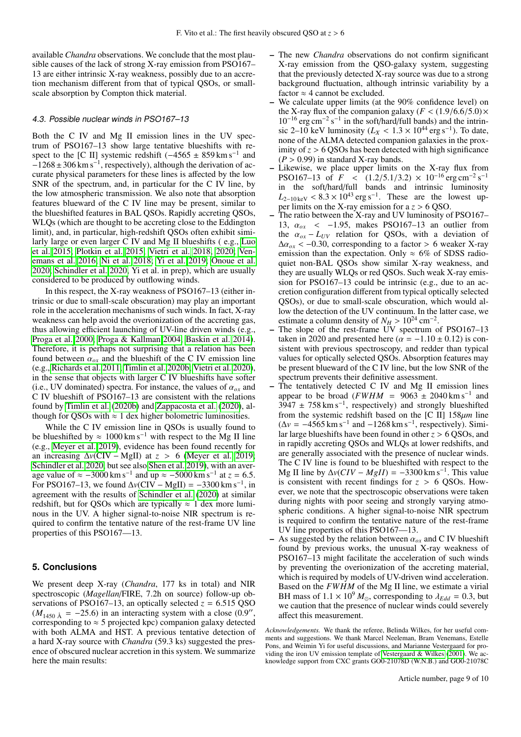available *Chandra* observations. We conclude that the most plausible causes of the lack of strong X-ray emission from PSO167–13 are either intrinsic X-ray weakness, possibly due to an accretion mechanism different from that of typical QSOs, or small-scale absorption by Compton thick material.

### 4.3. Possible nuclear winds in PSO167–13

Both the C IV and Mg II emission lines in the UV spectrum of PSO167–13 show large tentative blueshifts with respect to the [C II] systemic redshift ($-4565 \pm 859\,\mathrm{km\,s^{-1}}$ and $-1268 \pm 306\,\mathrm{km\,s^{-1}}$, respectively), although the derivation of accurate physical parameters for these lines is affected by the low SNR of the spectrum, and, in particular for the C IV line, by the low atmospheric transmission. We also note that absorption features blueward of the C IV line may be present, similar to the blueshifted features in BAL QSOs. Rapidly accreting QSOs, WLQs (which are thought to be accreting close to the Eddington limit), and, in particular, high-redshift QSOs often exhibit similarly large or even larger C IV and Mg II blueshifts ( e.g., Luo et al. 2015; Plotkin et al. 2015; Vietri et al. 2018, 2020; Venemans et al. 2016; Ni et al. 2018; Yi et al. 2019; Onoue et al. 2020; Schindler et al. 2020, Yi et al. in prep), which are usually considered to be produced by outflowing winds.

In this respect, the X-ray weakness of PSO167–13 (either intrinsic or due to small-scale obscuration) may play an important role in the acceleration mechanisms of such winds. In fact, X-ray weakness can help avoid the overionization of the accreting gas, thus allowing efficient launching of UV-line driven winds (e.g., Proga et al. 2000; Proga & Kallman 2004; Baskin et al. 2014). Therefore, it is perhaps not surprising that a relation has been found between $\alpha_{ox}$ and the blueshift of the C IV emission line (e.g., Richards et al. 2011; Timlin et al. 2020b; Vietri et al. 2020), in the sense that objects with larger C IV blueshifts have softer (i.e., UV dominated) spectra. For instance, the values of $\alpha_{ox}$ and C IV blueshift of PSO167–13 are consistent with the relations found by Timlin et al. (2020b) and Zappacosta et al. (2020), although for QSOs with $\approx 1$ dex higher bolometric luminosities.

While the C IV emission line in QSOs is usually found to be blueshifted by $\approx 1000\,\mathrm{km\,s^{-1}}$ with respect to the Mg II line (e.g., Meyer et al. 2019), evidence has been found recently for an increasing $\Delta v$(CIV – MgII) at $z > 6$ (Meyer et al. 2019; Schindler et al. 2020, but see also Shen et al. 2019), with an average value of $\approx -3000\,\mathrm{km\,s^{-1}}$ and up $\approx -5000\,\mathrm{km\,s^{-1}}$ at $z = 6.5$. For PSO167–13, we found $\Delta v$(CIV – MgII) $= -3300\,\mathrm{km\,s^{-1}}$, in agreement with the results of Schindler et al. (2020) at similar redshift, but for QSOs which are typically $\approx 1$ dex more luminous in the UV. A higher signal-to-noise NIR spectrum is required to confirm the tentative nature of the rest-frame UV line properties of this PSO167—13.

## 5. Conclusions

We present deep X-ray (*Chandra*, 177 ks in total) and NIR spectroscopic (*Magellan*/FIRE, 7.2h on source) follow-up observations of PSO167–13, an optically selected $z = 6.515$ QSO ($M_{1450\,\text{Å}} = -25.6$) in an interacting system with a close (0.9″, corresponding to $\approx 5$ projected kpc) companion galaxy detected with both ALMA and HST. A previous tentative detection of a hard X-ray source with *Chandra* (59.3 ks) suggested the presence of obscured nuclear accretion in this system. We summarize here the main results:

- The new *Chandra* observations do not confirm significant X-ray emission from the QSO-galaxy system, suggesting that the previously detected X-ray source was due to a strong background fluctuation, although intrinsic variability by a factor $\approx 4$ cannot be excluded.
- We calculate upper limits (at the 90% confidence level) on the X-ray flux of the companion galaxy ($F < (1.9/6.6/5.0) \times 10^{-16}\,\mathrm{erg\,cm^{-2}\,s^{-1}}$ in the soft/hard/full bands) and the intrinsic 2–10 keV luminosity ($L_X < 1.3 \times 10^{44}\,\mathrm{erg\,s^{-1}}$). To date, none of the ALMA detected companion galaxies in the proximity of $z > 6$ QSOs has been detected with high significance ($P > 0.99$) in standard X-ray bands.
- Likewise, we place upper limits on the X-ray flux from PSO167–13 of $F < (1.2/5.1/3.2) \times 10^{-16}\,\mathrm{erg\,cm^{-2}\,s^{-1}}$ in the soft/hard/full bands and intrinsic luminosity $L_{2-10\,\mathrm{keV}} < 8.3 \times 10^{43}\,\mathrm{erg\,s^{-1}}$. These are the lowest upper limits on the X-ray emission for a $z > 6$ QSO.
- The ratio between the X-ray and UV luminosity of PSO167–13, $\alpha_{ox} < -1.95$, makes PSO167–13 an outlier from the $\alpha_{ox} - L_{UV}$ relation for QSOs, with a deviation of $\Delta\alpha_{ox} < -0.30$, corresponding to a factor $> 6$ weaker X-ray emission than the expectation. Only $\approx 6\%$ of SDSS radio-quiet non-BAL QSOs show similar X-ray weakness, and they are usually WLQs or red QSOs. Such weak X-ray emission for PSO167–13 could be intrinsic (e.g., due to an accretion configuration different from typical optically selected QSOs), or due to small-scale obscuration, which would allow the detection of the UV continuum. In the latter case, we estimate a column density of $N_H > 10^{24}\,\mathrm{cm^{-2}}$.
- The slope of the rest-frame UV spectrum of PSO167–13 taken in 2020 and presented here ($\alpha = -1.10 \pm 0.12$) is consistent with previous spectroscopy, and redder than typical values for optically selected QSOs. Absorption features may be present blueward of the C IV line, but the low SNR of the spectrum prevents their definitive assessment.
- The tentatively detected C IV and Mg II emission lines appear to be broad ($FWHM = 9063 \pm 2040\,\mathrm{km\,s^{-1}}$ and $3947 \pm 758\,\mathrm{km\,s^{-1}}$, respectively) and strongly blueshifted from the systemic redshift based on the [C II] $158\mu m$ line ($\Delta v = -4565\,\mathrm{km\,s^{-1}}$ and $-1268\,\mathrm{km\,s^{-1}}$, respectively). Similar large blueshifts have been found in other $z > 6$ QSOs, and in rapidly accreting QSOs and WLQs at lower redshifts, and are generally associated with the presence of nuclear winds. The C IV line is found to be blueshifted with respect to the Mg II line by $\Delta v(CIV - MgII) = -3300\,\mathrm{km\,s^{-1}}$. This value is consistent with recent findings for $z > 6$ QSOs. However, we note that the spectroscopic observations were taken during nights with poor seeing and strongly varying atmospheric conditions. A higher signal-to-noise NIR spectrum is required to confirm the tentative nature of the rest-frame UV line properties of this PSO167—13.
- As suggested by the relation between $\alpha_{ox}$ and C IV blueshift found by previous works, the unusual X-ray weakness of PSO167–13 might facilitate the acceleration of such winds by preventing the overionization of the accreting material, which is required by models of UV-driven wind acceleration. Based on the $FWHM$ of the Mg II line, we estimate a virial BH mass of $1.1 \times 10^9\,M_\odot$, corresponding to $\lambda_{Edd} = 0.3$, but we caution that the presence of nuclear winds could severely affect this measurement.

*Acknowledgements.* We thank the referee, Belinda Wilkes, for her useful comments and suggestions. We thank Marcel Neeleman, Bram Venemans, Estelle Pons, and Weimin Yi for useful discussions, and Marianne Vestergaard for providing the iron UV emission template of Vestergaard & Wilkes (2001). We acknowledge support from CXC grants GO0-21078D (W.N.B.) and GO0-21078C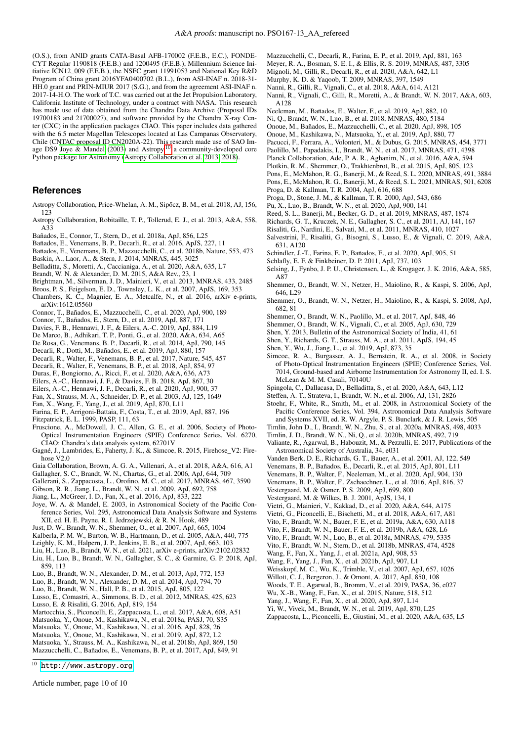(O.S.), from ANID grants CATA-Basal AFB-170002 (F.E.B., E.C.), FONDECYT Regular 1190818 (F.E.B.) and 1200495 (F.E.B.), Millennium Science Initiative ICN12_009 (F.E.B.), the NSFC grant 11991053 and National Key R&D Program of China grant 2016YFA0400702 (B.L.), from ASI-INAF n. 2018-31-HH.0 grant and PRIN-MIUR 2017 (S.G.), and from the agreement ASI-INAF n. 2017-14-H.O. The work of T.C. was carried out at the Jet Propulsion Laboratory, California Institute of Technology, under a contract with NASA. This research has made use of data obtained from the Chandra Data Archive (Proposal IDs 19700183 and 21700027), and software provided by the Chandra X-ray Center (CXC) in the application packages CIAO. This paper includes data gathered with the 6.5 meter Magellan Telescopes located at Las Campanas Observatory, Chile (CNTAC proposal ID CN2020A-22). This research made use of SAO Image DS9 Joye & Mandel (2003) and Astropy,[10] a community-developed core Python package for Astronomy (Astropy Collaboration et al. 2013, 2018).

## References

Astropy Collaboration, Price-Whelan, A. M., Sipőcz, B. M., et al. 2018, AJ, 156, 123
Astropy Collaboration, Robitaille, T. P., Tollerud, E. J., et al. 2013, A&A, 558, A33
Bañados, E., Connor, T., Stern, D., et al. 2018a, ApJ, 856, L25
Bañados, E., Venemans, B. P., Decarli, R., et al. 2016, ApJS, 227, 11
Bañados, E., Venemans, B. P., Mazzucchelli, C., et al. 2018b, Nature, 553, 473
Baskin, A., Laor, A., & Stern, J. 2014, MNRAS, 445, 3025
Belladitta, S., Moretti, A., Caccianiga, A., et al. 2020, A&A, 635, L7
Brandt, W. N. & Alexander, D. M. 2015, A&A Rev., 23, 1
Brightman, M., Silverman, J. D., Mainieri, V., et al. 2013, MNRAS, 433, 2485
Broos, P. S., Feigelson, E. D., Townsley, L. K., et al. 2007, ApJS, 169, 353
Chambers, K. C., Magnier, E. A., Metcalfe, N., et al. 2016, arXiv e-prints, arXiv:1612.05560
Connor, T., Bañados, E., Mazzucchelli, C., et al. 2020, ApJ, 900, 189
Connor, T., Bañados, E., Stern, D., et al. 2019, ApJ, 887, 171
Davies, F. B., Hennawi, J. F., & Eilers, A.-C. 2019, ApJ, 884, L19
De Marco, B., Adhikari, T. P., Ponti, G., et al. 2020, A&A, 634, A65
De Rosa, G., Venemans, B. P., Decarli, R., et al. 2014, ApJ, 790, 145
Decarli, R., Dotti, M., Bañados, E., et al. 2019, ApJ, 880, 157
Decarli, R., Walter, F., Venemans, B. P., et al. 2017, Nature, 545, 457
Decarli, R., Walter, F., Venemans, B. P., et al. 2018, ApJ, 854, 97
Duras, F., Bongiorno, A., Ricci, F., et al. 2020, A&A, 636, A73
Eilers, A.-C., Hennawi, J. F., & Davies, F. B. 2018, ApJ, 867, 30
Eilers, A.-C., Hennawi, J. F., Decarli, R., et al. 2020, ApJ, 900, 37
Fan, X., Strauss, M. A., Schneider, D. P., et al. 2003, AJ, 125, 1649
Fan, X., Wang, F., Yang, J., et al. 2019, ApJ, 870, L11
Farina, E. P., Arrigoni-Battaia, F., Costa, T., et al. 2019, ApJ, 887, 196
Fitzpatrick, E. L. 1999, PASP, 111, 63
Fruscione, A., McDowell, J. C., Allen, G. E., et al. 2006, Society of Photo-Optical Instrumentation Engineers (SPIE) Conference Series, Vol. 6270, CIAO: Chandra's data analysis system, 62701V
Gagné, J., Lambrides, E., Faherty, J. K., & Simcoe, R. 2015, Firehose_V2: Firehose V2.0
Gaia Collaboration, Brown, A. G. A., Vallenari, A., et al. 2018, A&A, 616, A1
Gallagher, S. C., Brandt, W. N., Chartas, G., et al. 2006, ApJ, 644, 709
Gallerani, S., Zappacosta, L., Orofino, M. C., et al. 2017, MNRAS, 467, 3590
Gibson, R. R., Jiang, L., Brandt, W. N., et al. 2009, ApJ, 692, 758
Jiang, L., McGreer, I. D., Fan, X., et al. 2016, ApJ, 833, 222
Joye, W. A. & Mandel, E. 2003, in Astronomical Society of the Pacific Conference Series, Vol. 295, Astronomical Data Analysis Software and Systems XII, ed. H. E. Payne, R. I. Jedrzejewski, & R. N. Hook, 489
Just, D. W., Brandt, W. N., Shemmer, O., et al. 2007, ApJ, 665, 1004
Kalberla, P. M. W., Burton, W. B., Hartmann, D., et al. 2005, A&A, 440, 775
Leighly, K. M., Halpern, J. P., Jenkins, E. B., et al. 2007, ApJ, 663, 103
Liu, H., Luo, B., Brandt, W. N., et al. 2021, arXiv e-prints, arXiv:2102.02832
Liu, H., Luo, B., Brandt, W. N., Gallagher, S. C., & Garmire, G. P. 2018, ApJ, 859, 113
Luo, B., Brandt, W. N., Alexander, D. M., et al. 2013, ApJ, 772, 153
Luo, B., Brandt, W. N., Alexander, D. M., et al. 2014, ApJ, 794, 70
Luo, B., Brandt, W. N., Hall, P. B., et al. 2015, ApJ, 805, 122
Lusso, E., Comastri, A., Simmons, B. D., et al. 2012, MNRAS, 425, 623
Lusso, E. & Risaliti, G. 2016, ApJ, 819, 154
Martocchia, S., Piconcelli, E., Zappacosta, L., et al. 2017, A&A, 608, A51
Matsuoka, Y., Onoue, M., Kashikawa, N., et al. 2018a, PASJ, 70, S35
Matsuoka, Y., Onoue, M., Kashikawa, N., et al. 2016, ApJ, 828, 26
Matsuoka, Y., Onoue, M., Kashikawa, N., et al. 2019, ApJ, 872, L2
Matsuoka, Y., Strauss, M. A., Kashikawa, N., et al. 2018b, ApJ, 869, 150
Mazzucchelli, C., Bañados, E., Venemans, B. P., et al. 2017, ApJ, 849, 91
Mazzucchelli, C., Decarli, R., Farina, E. P., et al. 2019, ApJ, 881, 163
Meyer, R. A., Bosman, S. E. I., & Ellis, R. S. 2019, MNRAS, 487, 3305
Mignoli, M., Gilli, R., Decarli, R., et al. 2020, A&A, 642, L1
Murphy, K. D. & Yaqoob, T. 2009, MNRAS, 397, 1549
Nanni, R., Gilli, R., Vignali, C., et al. 2018, A&A, 614, A121
Nanni, R., Vignali, C., Gilli, R., Moretti, A., & Brandt, W. N. 2017, A&A, 603, A128
Neeleman, M., Bañados, E., Walter, F., et al. 2019, ApJ, 882, 10
Ni, Q., Brandt, W. N., Luo, B., et al. 2018, MNRAS, 480, 5184
Onoue, M., Bañados, E., Mazzucchelli, C., et al. 2020, ApJ, 898, 105
Onoue, M., Kashikawa, N., Matsuoka, Y., et al. 2019, ApJ, 880, 77
Pacucci, F., Ferrara, A., Volonteri, M., & Dubus, G. 2015, MNRAS, 454, 3771
Paolillo, M., Papadakis, I., Brandt, W. N., et al. 2017, MNRAS, 471, 4398
Planck Collaboration, Ade, P. A. R., Aghanim, N., et al. 2016, A&A, 594
Plotkin, R. M., Shemmer, O., Trakhtenbrot, B., et al. 2015, ApJ, 805, 123
Pons, E., McMahon, R. G., Banerji, M., & Reed, S. L. 2020, MNRAS, 491, 3884
Pons, E., McMahon, R. G., Banerji, M., & Reed, S. L. 2021, MNRAS, 501, 6208
Proga, D. & Kallman, T. R. 2004, ApJ, 616, 688
Proga, D., Stone, J. M., & Kallman, T. R. 2000, ApJ, 543, 686
Pu, X., Luo, B., Brandt, W. N., et al. 2020, ApJ, 900, 141
Reed, S. L., Banerji, M., Becker, G. D., et al. 2019, MNRAS, 487, 1874
Richards, G. T., Kruczek, N. E., Gallagher, S. C., et al. 2011, AJ, 141, 167
Risaliti, G., Nardini, E., Salvati, M., et al. 2011, MNRAS, 410, 1027
Salvestrini, F., Risaliti, G., Bisogni, S., Lusso, E., & Vignali, C. 2019, A&A, 631, A120
Schindler, J.-T., Farina, E. P., Bañados, E., et al. 2020, ApJ, 905, 51
Schlafly, E. F. & Finkbeiner, D. P. 2011, ApJ, 737, 103
Selsing, J., Fynbo, J. P. U., Christensen, L., & Krogager, J. K. 2016, A&A, 585, A87
Shemmer, O., Brandt, W. N., Netzer, H., Maiolino, R., & Kaspi, S. 2006, ApJ, 646, L29
Shemmer, O., Brandt, W. N., Netzer, H., Maiolino, R., & Kaspi, S. 2008, ApJ, 682, 81
Shemmer, O., Brandt, W. N., Paolillo, M., et al. 2017, ApJ, 848, 46
Shemmer, O., Brandt, W. N., Vignali, C., et al. 2005, ApJ, 630, 729
Shen, Y. 2013, Bulletin of the Astronomical Society of India, 41, 61
Shen, Y., Richards, G. T., Strauss, M. A., et al. 2011, ApJS, 194, 45
Shen, Y., Wu, J., Jiang, L., et al. 2019, ApJ, 873, 35
Simcoe, R. A., Burgasser, A. J., Bernstein, R. A., et al. 2008, in Society of Photo-Optical Instrumentation Engineers (SPIE) Conference Series, Vol. 7014, Ground-based and Airborne Instrumentation for Astronomy II, ed. I. S. McLean & M. M. Casali, 70140U
Spingola, C., Dallacasa, D., Belladitta, S., et al. 2020, A&A, 643, L12
Steffen, A. T., Strateva, I., Brandt, W. N., et al. 2006, AJ, 131, 2826
Stoehr, F., White, R., Smith, M., et al. 2008, in Astronomical Society of the Pacific Conference Series, Vol. 394, Astronomical Data Analysis Software and Systems XVII, ed. R. W. Argyle, P. S. Bunclark, & J. R. Lewis, 505
Timlin, John D., I., Brandt, W. N., Zhu, S., et al. 2020a, MNRAS, 498, 4033
Timlin, J. D., Brandt, W. N., Ni, Q., et al. 2020b, MNRAS, 492, 719
Valiante, R., Agarwal, B., Habouzit, M., & Pezzulli, E. 2017, Publications of the Astronomical Society of Australia, 34, e031
Vanden Berk, D. E., Richards, G. T., Bauer, A., et al. 2001, AJ, 122, 549
Venemans, B. P., Bañados, E., Decarli, R., et al. 2015, ApJ, 801, L11
Venemans, B. P., Walter, F., Neeleman, M., et al. 2020, ApJ, 904, 130
Venemans, B. P., Walter, F., Zschaechner, L., et al. 2016, ApJ, 816, 37
Vestergaard, M. & Osmer, P. S. 2009, ApJ, 699, 800
Vestergaard, M. & Wilkes, B. J. 2001, ApJS, 134, 1
Vietri, G., Mainieri, V., Kakkad, D., et al. 2020, A&A, 644, A175
Vietri, G., Piconcelli, E., Bischetti, M., et al. 2018, A&A, 617, A81
Vito, F., Brandt, W. N., Bauer, F. E., et al. 2019a, A&A, 630, A118
Vito, F., Brandt, W. N., Bauer, F. E., et al. 2019b, A&A, 628, L6
Vito, F., Brandt, W. N., Luo, B., et al. 2018a, MNRAS, 479, 5335
Vito, F., Brandt, W. N., Stern, D., et al. 2018b, MNRAS, 474, 4528
Wang, F., Fan, X., Yang, J., et al. 2021a, ApJ, 908, 53
Wang, F., Yang, J., Fan, X., et al. 2021b, ApJ, 907, L1
Weisskopf, M. C., Wu, K., Trimble, V., et al. 2007, ApJ, 657, 1026
Willott, C. J., Bergeron, J., & Omont, A. 2017, ApJ, 850, 108
Woods, T. E., Agarwal, B., Bromm, V., et al. 2019, PASA, 36, e027
Wu, X.-B., Wang, F., Fan, X., et al. 2015, Nature, 518, 512
Yang, J., Wang, F., Fan, X., et al. 2020, ApJ, 897, L14
Yi, W., Vivek, M., Brandt, W. N., et al. 2019, ApJ, 870, L25
Zappacosta, L., Piconcelli, E., Giustini, M., et al. 2020, A&A, 635, L5

[10] http://www.astropy.org